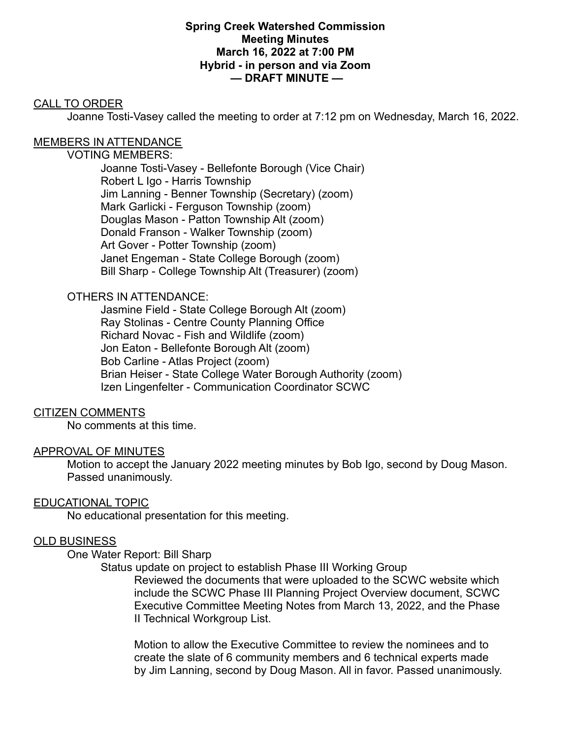**Spring Creek Watershed Commission**
**Meeting Minutes**
**March 16, 2022 at 7:00 PM**
**Hybrid - in person and via Zoom**
**— DRAFT MINUTE —**

CALL TO ORDER

Joanne Tosti-Vasey called the meeting to order at 7:12 pm on Wednesday, March 16, 2022.

MEMBERS IN ATTENDANCE

VOTING MEMBERS:

- Joanne Tosti-Vasey - Bellefonte Borough (Vice Chair)
- Robert L Igo - Harris Township
- Jim Lanning - Benner Township (Secretary) (zoom)
- Mark Garlicki - Ferguson Township (zoom)
- Douglas Mason - Patton Township Alt (zoom)
- Donald Franson - Walker Township (zoom)
- Art Gover - Potter Township (zoom)
- Janet Engeman - State College Borough (zoom)
- Bill Sharp - College Township Alt (Treasurer) (zoom)

OTHERS IN ATTENDANCE:

- Jasmine Field - State College Borough Alt (zoom)
- Ray Stolinas - Centre County Planning Office
- Richard Novac - Fish and Wildlife (zoom)
- Jon Eaton - Bellefonte Borough Alt (zoom)
- Bob Carline - Atlas Project (zoom)
- Brian Heiser - State College Water Borough Authority (zoom)
- Izen Lingenfelter - Communication Coordinator SCWC

CITIZEN COMMENTS

No comments at this time.

APPROVAL OF MINUTES

Motion to accept the January 2022 meeting minutes by Bob Igo, second by Doug Mason. Passed unanimously.

EDUCATIONAL TOPIC

No educational presentation for this meeting.

OLD BUSINESS

One Water Report: Bill Sharp

Status update on project to establish Phase III Working Group

Reviewed the documents that were uploaded to the SCWC website which include the SCWC Phase III Planning Project Overview document, SCWC Executive Committee Meeting Notes from March 13, 2022, and the Phase II Technical Workgroup List.

Motion to allow the Executive Committee to review the nominees and to create the slate of 6 community members and 6 technical experts made by Jim Lanning, second by Doug Mason. All in favor. Passed unanimously.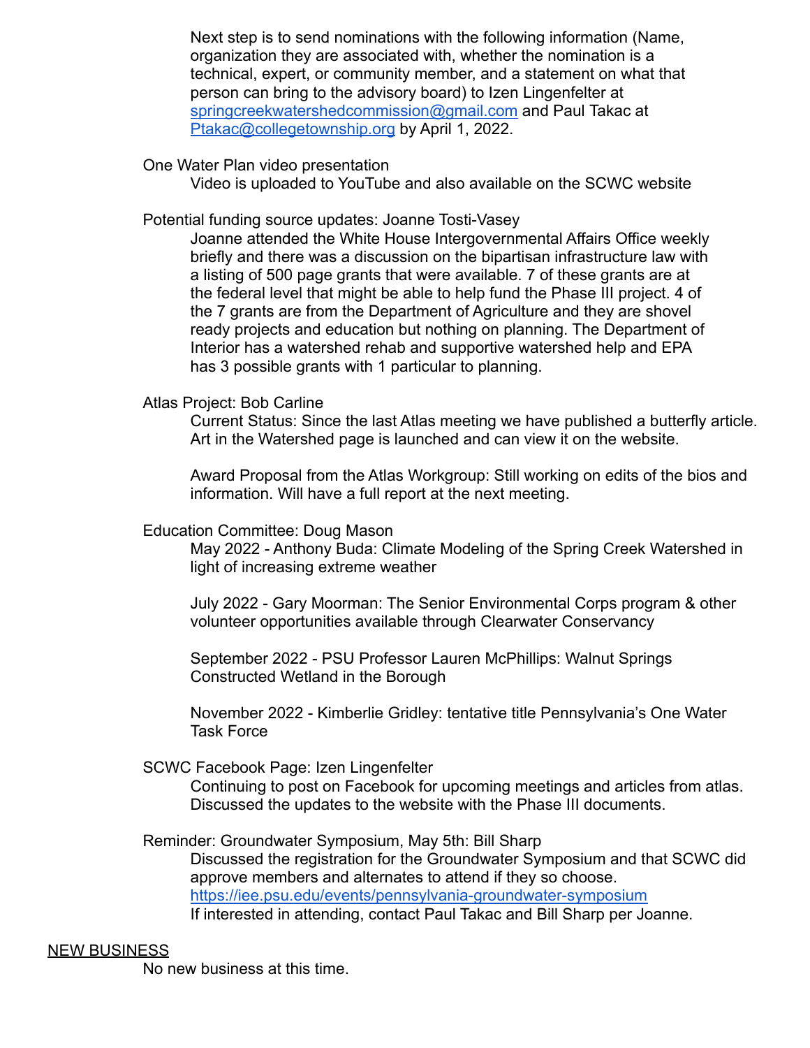Next step is to send nominations with the following information (Name, organization they are associated with, whether the nomination is a technical, expert, or community member, and a statement on what that person can bring to the advisory board) to Izen Lingenfelter at springcreekwatershedcommission@gmail.com and Paul Takac at Ptakac@collegetownship.org by April 1, 2022.

One Water Plan video presentation

Video is uploaded to YouTube and also available on the SCWC website

Potential funding source updates: Joanne Tosti-Vasey

Joanne attended the White House Intergovernmental Affairs Office weekly briefly and there was a discussion on the bipartisan infrastructure law with a listing of 500 page grants that were available. 7 of these grants are at the federal level that might be able to help fund the Phase III project. 4 of the 7 grants are from the Department of Agriculture and they are shovel ready projects and education but nothing on planning. The Department of Interior has a watershed rehab and supportive watershed help and EPA has 3 possible grants with 1 particular to planning.

Atlas Project: Bob Carline

Current Status: Since the last Atlas meeting we have published a butterfly article. Art in the Watershed page is launched and can view it on the website.

Award Proposal from the Atlas Workgroup: Still working on edits of the bios and information. Will have a full report at the next meeting.

Education Committee: Doug Mason

May 2022 - Anthony Buda: Climate Modeling of the Spring Creek Watershed in light of increasing extreme weather

July 2022 - Gary Moorman: The Senior Environmental Corps program & other volunteer opportunities available through Clearwater Conservancy

September 2022 - PSU Professor Lauren McPhillips: Walnut Springs Constructed Wetland in the Borough

November 2022 - Kimberlie Gridley: tentative title Pennsylvania's One Water Task Force

SCWC Facebook Page: Izen Lingenfelter

Continuing to post on Facebook for upcoming meetings and articles from atlas. Discussed the updates to the website with the Phase III documents.

Reminder: Groundwater Symposium, May 5th: Bill Sharp

Discussed the registration for the Groundwater Symposium and that SCWC did approve members and alternates to attend if they so choose.
https://iee.psu.edu/events/pennsylvania-groundwater-symposium
If interested in attending, contact Paul Takac and Bill Sharp per Joanne.

## NEW BUSINESS

No new business at this time.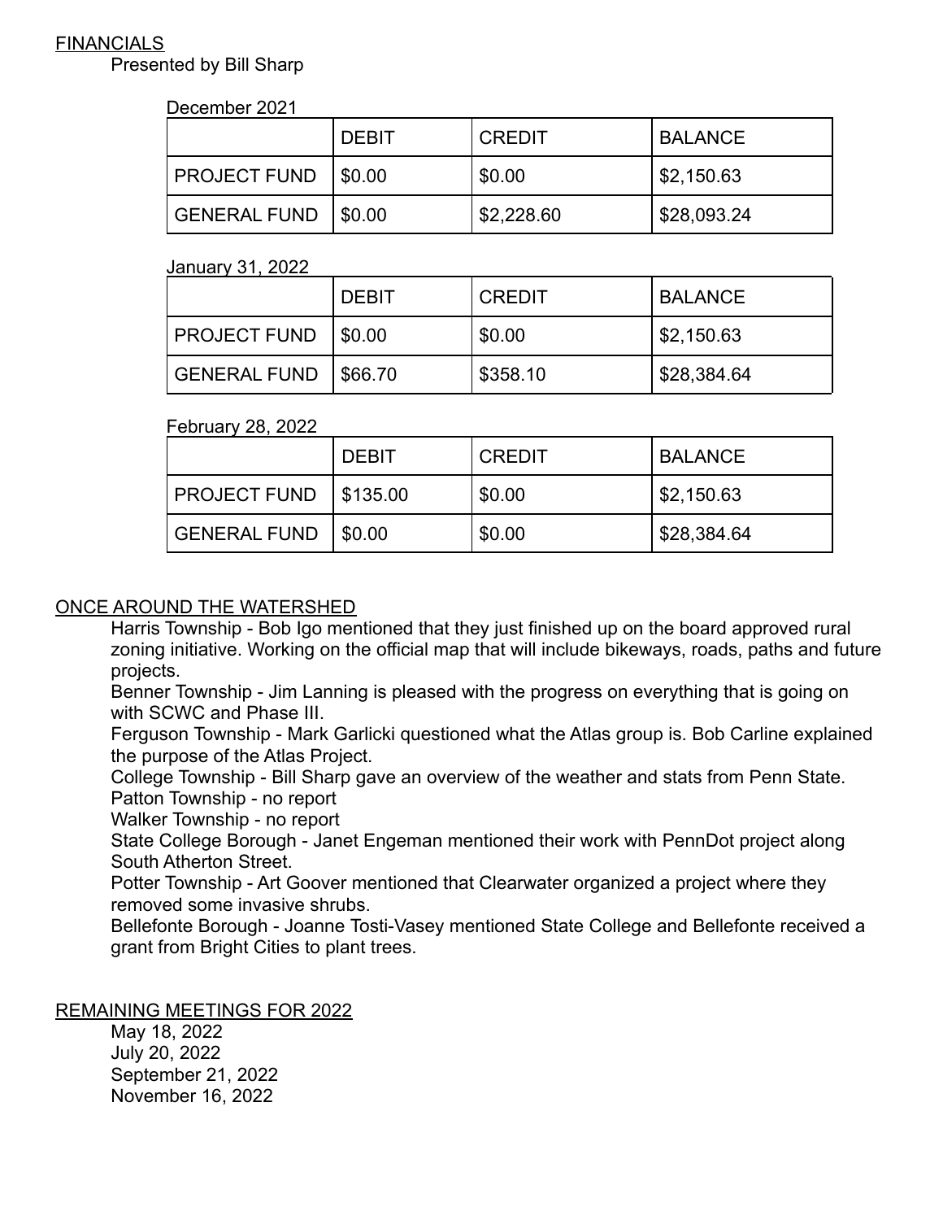## FINANCIALS

Presented by Bill Sharp

December 2021

| | DEBIT | CREDIT | BALANCE |
|---|---|---|---|
| PROJECT FUND | $0.00 | $0.00 | $2,150.63 |
| GENERAL FUND | $0.00 | $2,228.60 | $28,093.24 |

January 31, 2022

| | DEBIT | CREDIT | BALANCE |
|---|---|---|---|
| PROJECT FUND | $0.00 | $0.00 | $2,150.63 |
| GENERAL FUND | $66.70 | $358.10 | $28,384.64 |

February 28, 2022

| | DEBIT | CREDIT | BALANCE |
|---|---|---|---|
| PROJECT FUND | $135.00 | $0.00 | $2,150.63 |
| GENERAL FUND | $0.00 | $0.00 | $28,384.64 |

## ONCE AROUND THE WATERSHED

Harris Township - Bob Igo mentioned that they just finished up on the board approved rural zoning initiative. Working on the official map that will include bikeways, roads, paths and future projects.

Benner Township - Jim Lanning is pleased with the progress on everything that is going on with SCWC and Phase III.

Ferguson Township - Mark Garlicki questioned what the Atlas group is. Bob Carline explained the purpose of the Atlas Project.

College Township - Bill Sharp gave an overview of the weather and stats from Penn State.

Patton Township - no report

Walker Township - no report

State College Borough - Janet Engeman mentioned their work with PennDot project along South Atherton Street.

Potter Township - Art Goover mentioned that Clearwater organized a project where they removed some invasive shrubs.

Bellefonte Borough - Joanne Tosti-Vasey mentioned State College and Bellefonte received a grant from Bright Cities to plant trees.

## REMAINING MEETINGS FOR 2022

May 18, 2022
July 20, 2022
September 21, 2022
November 16, 2022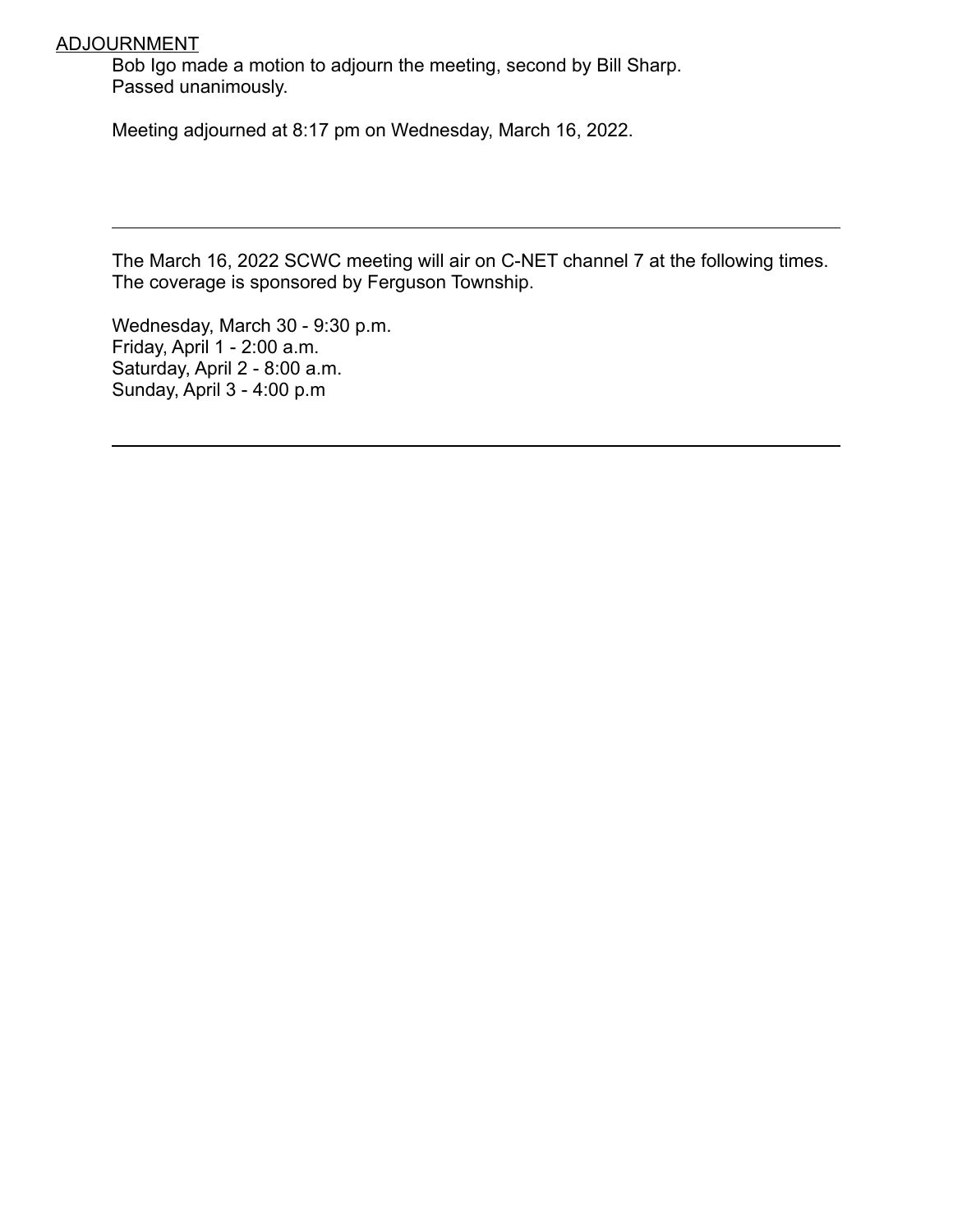ADJOURNMENT

Bob Igo made a motion to adjourn the meeting, second by Bill Sharp.
Passed unanimously.

Meeting adjourned at 8:17 pm on Wednesday, March 16, 2022.

---

The March 16, 2022 SCWC meeting will air on C-NET channel 7 at the following times. The coverage is sponsored by Ferguson Township.

Wednesday, March 30 - 9:30 p.m.
Friday, April 1 - 2:00 a.m.
Saturday, April 2 - 8:00 a.m.
Sunday, April 3 - 4:00 p.m

---